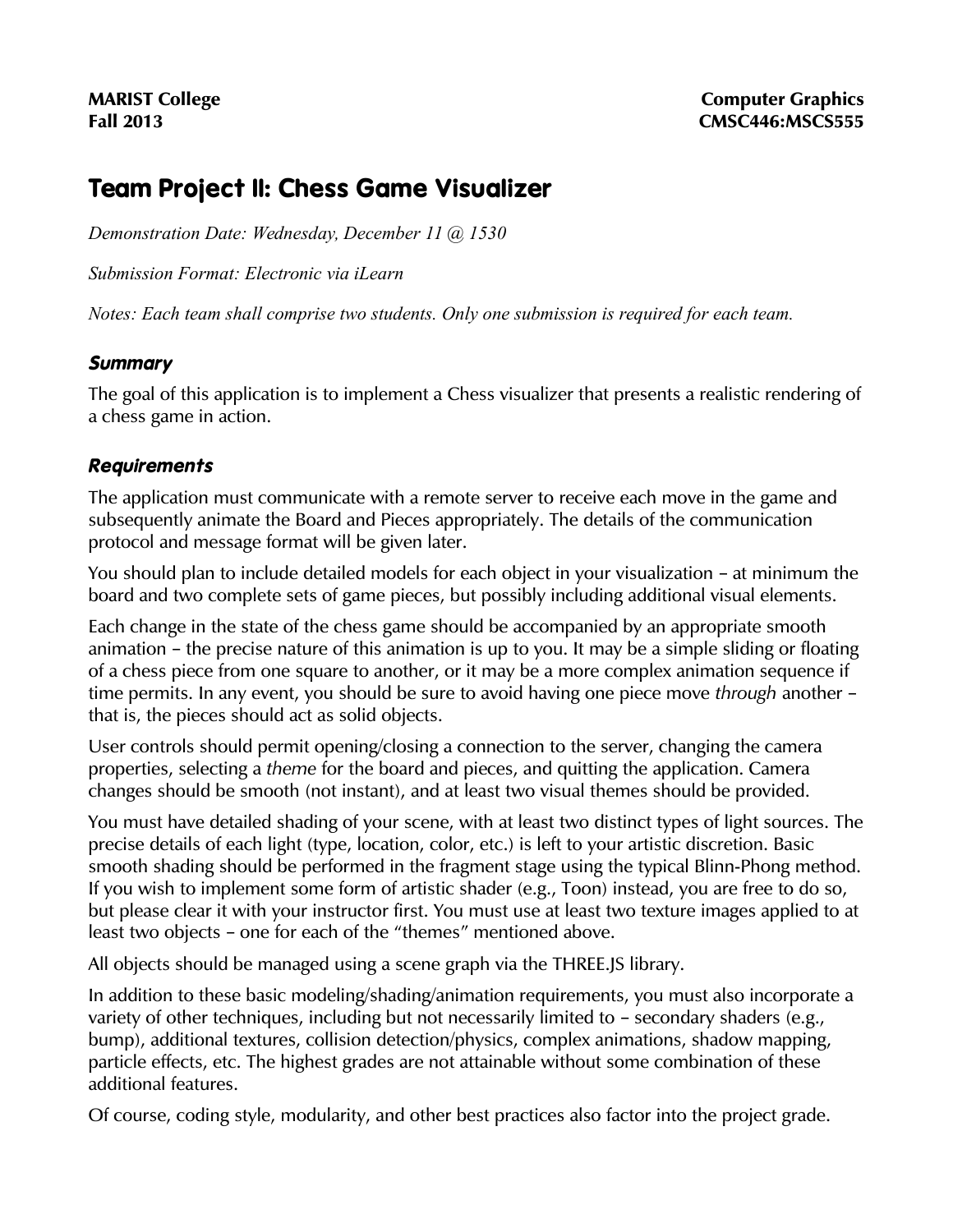**MARIST College** | **Computer Graphics**
**Fall 2013** | **CMSC446:MSCS555**

# Team Project II: Chess Game Visualizer

*Demonstration Date: Wednesday, December 11 @ 1530*

*Submission Format: Electronic via iLearn*

*Notes: Each team shall comprise two students. Only one submission is required for each team.*

### *Summary*

The goal of this application is to implement a Chess visualizer that presents a realistic rendering of a chess game in action.

### *Requirements*

The application must communicate with a remote server to receive each move in the game and subsequently animate the Board and Pieces appropriately. The details of the communication protocol and message format will be given later.

You should plan to include detailed models for each object in your visualization – at minimum the board and two complete sets of game pieces, but possibly including additional visual elements.

Each change in the state of the chess game should be accompanied by an appropriate smooth animation – the precise nature of this animation is up to you. It may be a simple sliding or floating of a chess piece from one square to another, or it may be a more complex animation sequence if time permits. In any event, you should be sure to avoid having one piece move *through* another – that is, the pieces should act as solid objects.

User controls should permit opening/closing a connection to the server, changing the camera properties, selecting a *theme* for the board and pieces, and quitting the application. Camera changes should be smooth (not instant), and at least two visual themes should be provided.

You must have detailed shading of your scene, with at least two distinct types of light sources. The precise details of each light (type, location, color, etc.) is left to your artistic discretion. Basic smooth shading should be performed in the fragment stage using the typical Blinn-Phong method. If you wish to implement some form of artistic shader (e.g., Toon) instead, you are free to do so, but please clear it with your instructor first. You must use at least two texture images applied to at least two objects – one for each of the "themes" mentioned above.

All objects should be managed using a scene graph via the THREE.JS library.

In addition to these basic modeling/shading/animation requirements, you must also incorporate a variety of other techniques, including but not necessarily limited to – secondary shaders (e.g., bump), additional textures, collision detection/physics, complex animations, shadow mapping, particle effects, etc. The highest grades are not attainable without some combination of these additional features.

Of course, coding style, modularity, and other best practices also factor into the project grade.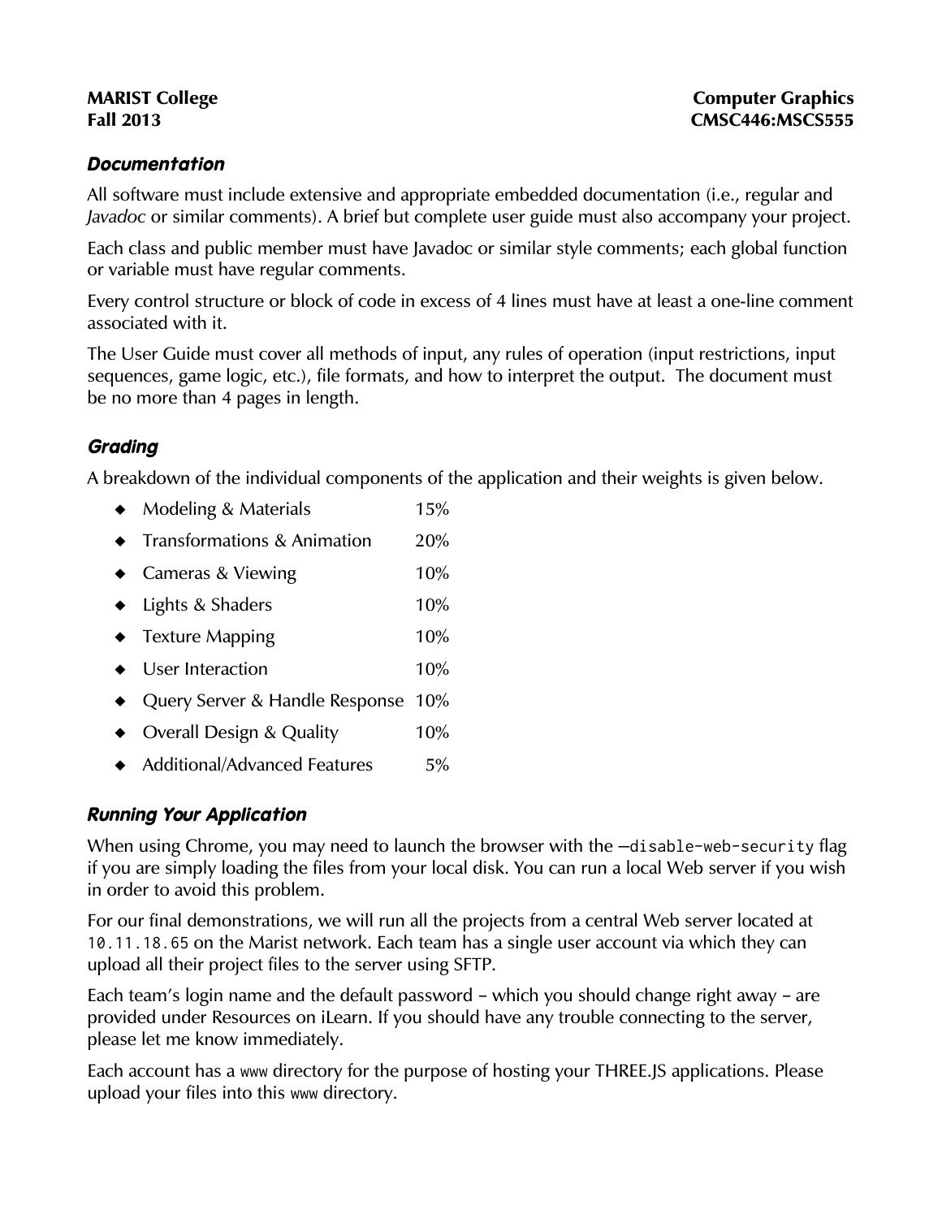## Documentation

All software must include extensive and appropriate embedded documentation (i.e., regular and *Javadoc* or similar comments). A brief but complete user guide must also accompany your project.

Each class and public member must have Javadoc or similar style comments; each global function or variable must have regular comments.

Every control structure or block of code in excess of 4 lines must have at least a one-line comment associated with it.

The User Guide must cover all methods of input, any rules of operation (input restrictions, input sequences, game logic, etc.), file formats, and how to interpret the output. The document must be no more than 4 pages in length.

## Grading

A breakdown of the individual components of the application and their weights is given below.

- Modeling & Materials 15%
- Transformations & Animation 20%
- Cameras & Viewing 10%
- Lights & Shaders 10%
- Texture Mapping 10%
- User Interaction 10%
- Query Server & Handle Response 10%
- Overall Design & Quality 10%
- Additional/Advanced Features 5%

## Running Your Application

When using Chrome, you may need to launch the browser with the `—disable-web-security` flag if you are simply loading the files from your local disk. You can run a local Web server if you wish in order to avoid this problem.

For our final demonstrations, we will run all the projects from a central Web server located at `10.11.18.65` on the Marist network. Each team has a single user account via which they can upload all their project files to the server using SFTP.

Each team's login name and the default password – which you should change right away – are provided under Resources on iLearn. If you should have any trouble connecting to the server, please let me know immediately.

Each account has a `www` directory for the purpose of hosting your THREE.JS applications. Please upload your files into this `www` directory.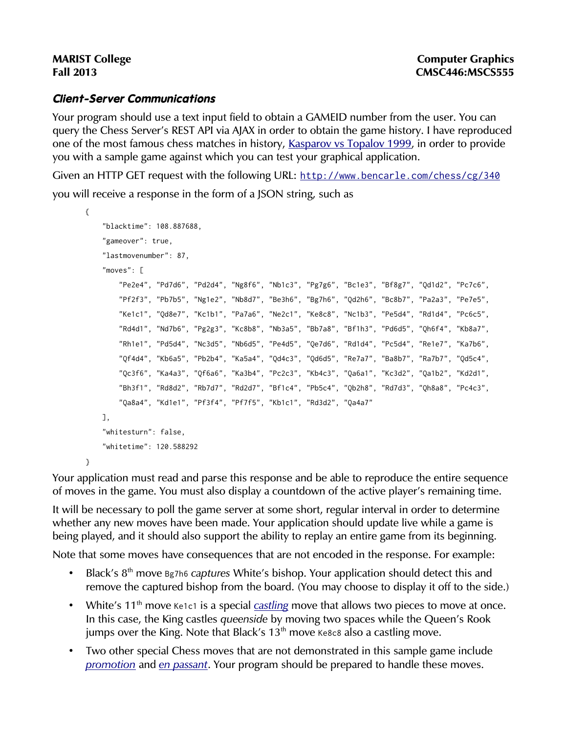## *Client-Server Communications*

Your program should use a text input field to obtain a GAMEID number from the user. You can query the Chess Server's REST API via AJAX in order to obtain the game history. I have reproduced one of the most famous chess matches in history, [Kasparov vs Topalov 1999](), in order to provide you with a sample game against which you can test your graphical application.

Given an HTTP GET request with the following URL: [http://www.bencarle.com/chess/cg/340](http://www.bencarle.com/chess/cg/340)

you will receive a response in the form of a JSON string, such as

```
{
    "blacktime": 108.887688,
    "gameover": true,
    "lastmovenumber": 87,
    "moves": [
        "Pe2e4", "Pd7d6", "Pd2d4", "Ng8f6", "Nb1c3", "Pg7g6", "Bc1e3", "Bf8g7", "Qd1d2", "Pc7c6",
        "Pf2f3", "Pb7b5", "Ng1e2", "Nb8d7", "Be3h6", "Bg7h6", "Qd2h6", "Bc8b7", "Pa2a3", "Pe7e5",
        "Ke1c1", "Qd8e7", "Kc1b1", "Pa7a6", "Ne2c1", "Ke8c8", "Nc1b3", "Pe5d4", "Rd1d4", "Pc6c5",
        "Rd4d1", "Nd7b6", "Pg2g3", "Kc8b8", "Nb3a5", "Bb7a8", "Bf1h3", "Pd6d5", "Qh6f4", "Kb8a7",
        "Rh1e1", "Pd5d4", "Nc3d5", "Nb6d5", "Pe4d5", "Qe7d6", "Rd1d4", "Pc5d4", "Re1e7", "Ka7b6",
        "Qf4d4", "Kb6a5", "Pb2b4", "Ka5a4", "Qd4c3", "Qd6d5", "Re7a7", "Ba8b7", "Ra7b7", "Qd5c4",
        "Qc3f6", "Ka4a3", "Qf6a6", "Ka3b4", "Pc2c3", "Kb4c3", "Qa6a1", "Kc3d2", "Qa1b2", "Kd2d1",
        "Bh3f1", "Rd8d2", "Rb7d7", "Rd2d7", "Bf1c4", "Pb5c4", "Qb2h8", "Rd7d3", "Qh8a8", "Pc4c3",
        "Qa8a4", "Kd1e1", "Pf3f4", "Pf7f5", "Kb1c1", "Rd3d2", "Qa4a7"
    ],
    "whitesturn": false,
    "whitetime": 120.588292
}
```

Your application must read and parse this response and be able to reproduce the entire sequence of moves in the game. You must also display a countdown of the active player's remaining time.

It will be necessary to poll the game server at some short, regular interval in order to determine whether any new moves have been made. Your application should update live while a game is being played, and it should also support the ability to replay an entire game from its beginning.

Note that some moves have consequences that are not encoded in the response. For example:

- Black's 8th move `Bg7h6` *captures* White's bishop. Your application should detect this and remove the captured bishop from the board. (You may choose to display it off to the side.)
- White's 11th move `Ke1c1` is a special [*castling*]() move that allows two pieces to move at once. In this case, the King castles *queenside* by moving two spaces while the Queen's Rook jumps over the King. Note that Black's 13th move `Ke8c8` also a castling move.
- Two other special Chess moves that are not demonstrated in this sample game include [*promotion*]() and [*en passant*](). Your program should be prepared to handle these moves.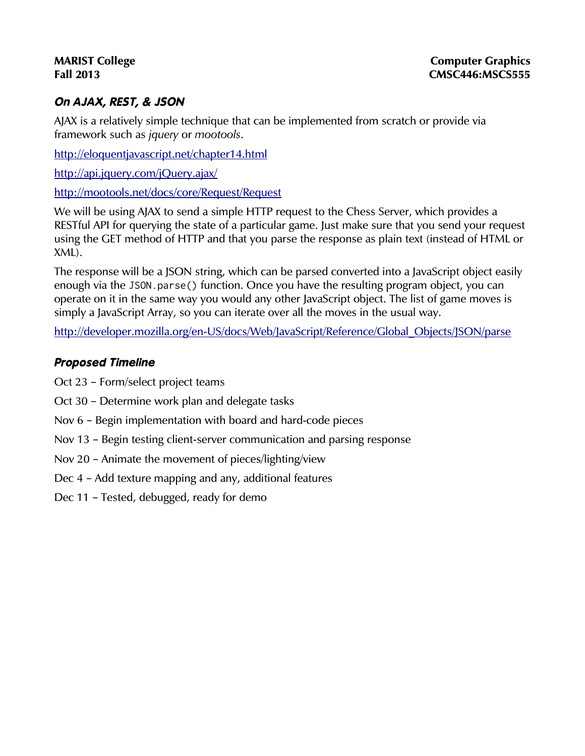## *On AJAX, REST, & JSON*

AJAX is a relatively simple technique that can be implemented from scratch or provide via framework such as *jquery* or *mootools*.

http://eloquentjavascript.net/chapter14.html

http://api.jquery.com/jQuery.ajax/

http://mootools.net/docs/core/Request/Request

We will be using AJAX to send a simple HTTP request to the Chess Server, which provides a RESTful API for querying the state of a particular game. Just make sure that you send your request using the GET method of HTTP and that you parse the response as plain text (instead of HTML or XML).

The response will be a JSON string, which can be parsed converted into a JavaScript object easily enough via the `JSON.parse()` function. Once you have the resulting program object, you can operate on it in the same way you would any other JavaScript object. The list of game moves is simply a JavaScript Array, so you can iterate over all the moves in the usual way.

http://developer.mozilla.org/en-US/docs/Web/JavaScript/Reference/Global_Objects/JSON/parse

## *Proposed Timeline*

Oct 23 – Form/select project teams

Oct 30 – Determine work plan and delegate tasks

Nov 6 – Begin implementation with board and hard-code pieces

Nov 13 – Begin testing client-server communication and parsing response

Nov 20 – Animate the movement of pieces/lighting/view

Dec 4 – Add texture mapping and any, additional features

Dec 11 – Tested, debugged, ready for demo